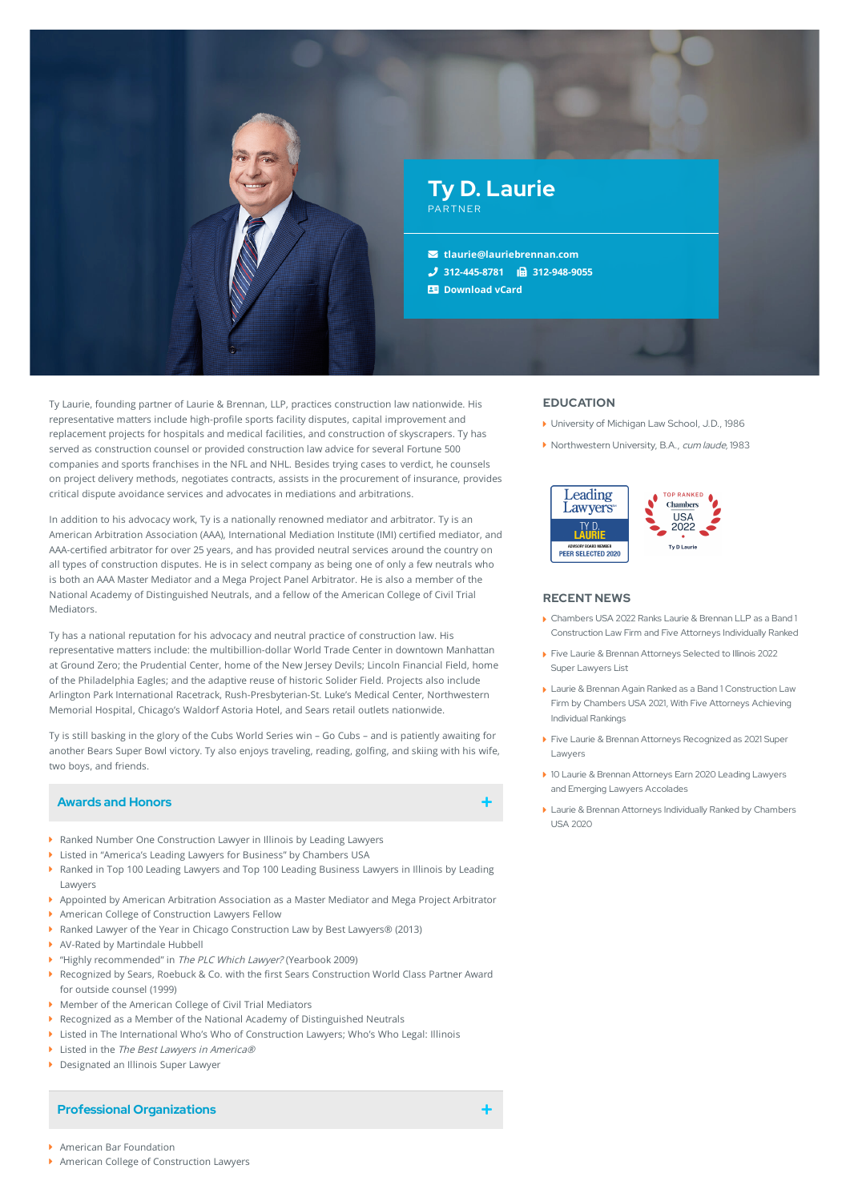# Ty D. Laurie

PARTNER

tlaurie@lauriebrennan.com
312-445-8781 | 312-948-9055
Download vCard

Ty Laurie, founding partner of Laurie & Brennan, LLP, practices construction law nationwide. His representative matters include high-profile sports facility disputes, capital improvement and replacement projects for hospitals and medical facilities, and construction of skyscrapers. Ty has served as construction counsel or provided construction law advice for several Fortune 500 companies and sports franchises in the NFL and NHL. Besides trying cases to verdict, he counsels on project delivery methods, negotiates contracts, assists in the procurement of insurance, provides critical dispute avoidance services and advocates in mediations and arbitrations.

In addition to his advocacy work, Ty is a nationally renowned mediator and arbitrator. Ty is an American Arbitration Association (AAA), International Mediation Institute (IMI) certified mediator, and AAA-certified arbitrator for over 25 years, and has provided neutral services around the country on all types of construction disputes. He is in select company as being one of only a few neutrals who is both an AAA Master Mediator and a Mega Project Panel Arbitrator. He is also a member of the National Academy of Distinguished Neutrals, and a fellow of the American College of Civil Trial Mediators.

Ty has a national reputation for his advocacy and neutral practice of construction law. His representative matters include: the multibillion-dollar World Trade Center in downtown Manhattan at Ground Zero; the Prudential Center, home of the New Jersey Devils; Lincoln Financial Field, home of the Philadelphia Eagles; and the adaptive reuse of historic Solider Field. Projects also include Arlington Park International Racetrack, Rush-Presbyterian-St. Luke's Medical Center, Northwestern Memorial Hospital, Chicago's Waldorf Astoria Hotel, and Sears retail outlets nationwide.

Ty is still basking in the glory of the Cubs World Series win – Go Cubs – and is patiently awaiting for another Bears Super Bowl victory. Ty also enjoys traveling, reading, golfing, and skiing with his wife, two boys, and friends.

## Awards and Honors

- Ranked Number One Construction Lawyer in Illinois by Leading Lawyers
- Listed in "America's Leading Lawyers for Business" by Chambers USA
- Ranked in Top 100 Leading Lawyers and Top 100 Leading Business Lawyers in Illinois by Leading Lawyers
- Appointed by American Arbitration Association as a Master Mediator and Mega Project Arbitrator
- American College of Construction Lawyers Fellow
- Ranked Lawyer of the Year in Chicago Construction Law by Best Lawyers® (2013)
- AV-Rated by Martindale Hubbell
- "Highly recommended" in *The PLC Which Lawyer?* (Yearbook 2009)
- Recognized by Sears, Roebuck & Co. with the first Sears Construction World Class Partner Award for outside counsel (1999)
- Member of the American College of Civil Trial Mediators
- Recognized as a Member of the National Academy of Distinguished Neutrals
- Listed in The International Who's Who of Construction Lawyers; Who's Who Legal: Illinois
- Listed in the *The Best Lawyers in America®*
- Designated an Illinois Super Lawyer

## Professional Organizations

- American Bar Foundation
- American College of Construction Lawyers

## EDUCATION

- University of Michigan Law School, J.D., 1986
- Northwestern University, B.A., *cum laude*, 1983

Leading Lawyers — TY D. LAURIE — ADVISORY BOARD MEMBER — PEER SELECTED 2020

TOP RANKED Chambers USA 2022 — Ty D Laurie

## RECENT NEWS

- Chambers USA 2022 Ranks Laurie & Brennan LLP as a Band 1 Construction Law Firm and Five Attorneys Individually Ranked
- Five Laurie & Brennan Attorneys Selected to Illinois 2022 Super Lawyers List
- Laurie & Brennan Again Ranked as a Band 1 Construction Law Firm by Chambers USA 2021, With Five Attorneys Achieving Individual Rankings
- Five Laurie & Brennan Attorneys Recognized as 2021 Super Lawyers
- 10 Laurie & Brennan Attorneys Earn 2020 Leading Lawyers and Emerging Lawyers Accolades
- Laurie & Brennan Attorneys Individually Ranked by Chambers USA 2020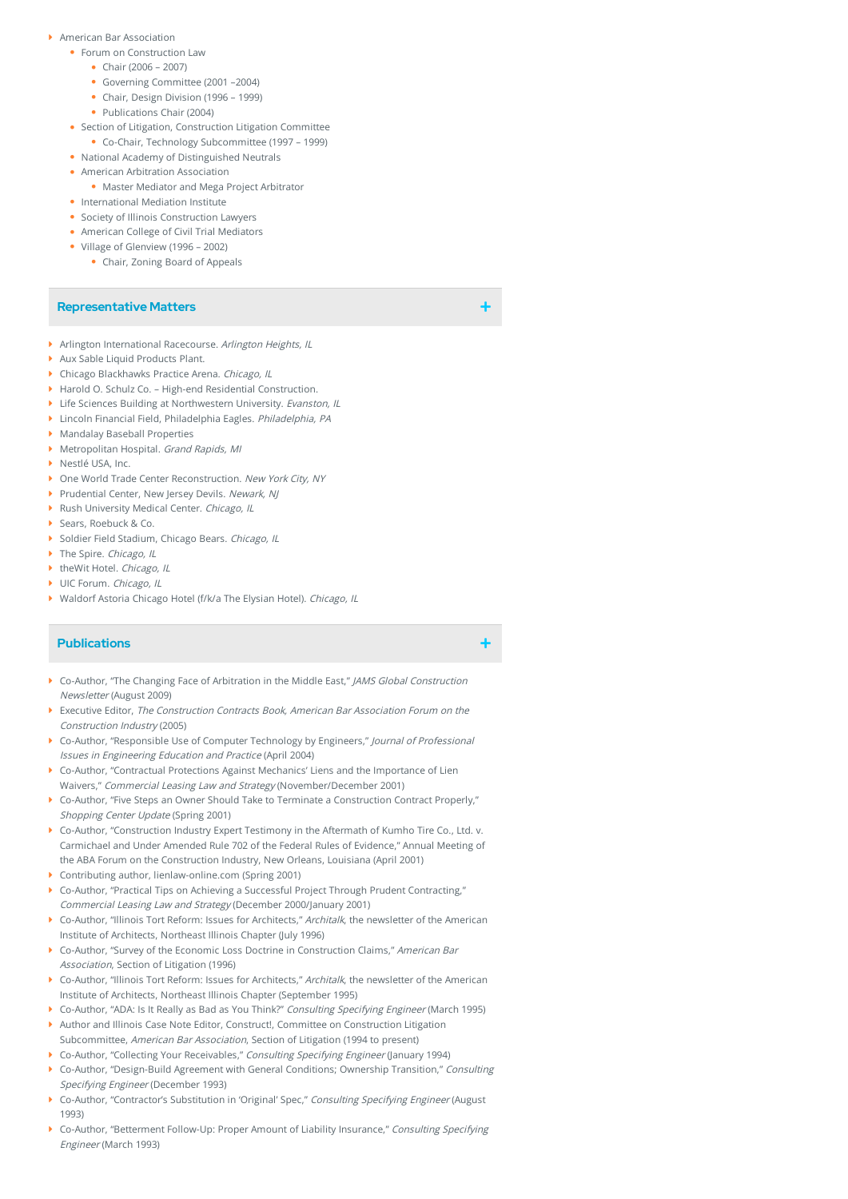- American Bar Association
  - Forum on Construction Law
    - Chair (2006 – 2007)
    - Governing Committee (2001 –2004)
    - Chair, Design Division (1996 – 1999)
    - Publications Chair (2004)
  - Section of Litigation, Construction Litigation Committee
    - Co-Chair, Technology Subcommittee (1997 – 1999)
  - National Academy of Distinguished Neutrals
  - American Arbitration Association
    - Master Mediator and Mega Project Arbitrator
  - International Mediation Institute
  - Society of Illinois Construction Lawyers
  - American College of Civil Trial Mediators
  - Village of Glenview (1996 – 2002)
    - Chair, Zoning Board of Appeals

## Representative Matters

- Arlington International Racecourse. *Arlington Heights, IL*
- Aux Sable Liquid Products Plant.
- Chicago Blackhawks Practice Arena. *Chicago, IL*
- Harold O. Schulz Co. – High-end Residential Construction.
- Life Sciences Building at Northwestern University. *Evanston, IL*
- Lincoln Financial Field, Philadelphia Eagles. *Philadelphia, PA*
- Mandalay Baseball Properties
- Metropolitan Hospital. *Grand Rapids, MI*
- Nestlé USA, Inc.
- One World Trade Center Reconstruction. *New York City, NY*
- Prudential Center, New Jersey Devils. *Newark, NJ*
- Rush University Medical Center. *Chicago, IL*
- Sears, Roebuck & Co.
- Soldier Field Stadium, Chicago Bears. *Chicago, IL*
- The Spire. *Chicago, IL*
- theWit Hotel. *Chicago, IL*
- UIC Forum. *Chicago, IL*
- Waldorf Astoria Chicago Hotel (f/k/a The Elysian Hotel). *Chicago, IL*

## Publications

- Co-Author, "The Changing Face of Arbitration in the Middle East," *JAMS Global Construction Newsletter* (August 2009)
- Executive Editor, *The Construction Contracts Book, American Bar Association Forum on the Construction Industry* (2005)
- Co-Author, "Responsible Use of Computer Technology by Engineers," *Journal of Professional Issues in Engineering Education and Practice* (April 2004)
- Co-Author, "Contractual Protections Against Mechanics' Liens and the Importance of Lien Waivers," *Commercial Leasing Law and Strategy* (November/December 2001)
- Co-Author, "Five Steps an Owner Should Take to Terminate a Construction Contract Properly," *Shopping Center Update* (Spring 2001)
- Co-Author, "Construction Industry Expert Testimony in the Aftermath of Kumho Tire Co., Ltd. v. Carmichael and Under Amended Rule 702 of the Federal Rules of Evidence," Annual Meeting of the ABA Forum on the Construction Industry, New Orleans, Louisiana (April 2001)
- Contributing author, lienlaw-online.com (Spring 2001)
- Co-Author, "Practical Tips on Achieving a Successful Project Through Prudent Contracting," *Commercial Leasing Law and Strategy* (December 2000/January 2001)
- Co-Author, "Illinois Tort Reform: Issues for Architects," *Architalk*, the newsletter of the American Institute of Architects, Northeast Illinois Chapter (July 1996)
- Co-Author, "Survey of the Economic Loss Doctrine in Construction Claims," *American Bar Association*, Section of Litigation (1996)
- Co-Author, "Illinois Tort Reform: Issues for Architects," *Architalk*, the newsletter of the American Institute of Architects, Northeast Illinois Chapter (September 1995)
- Co-Author, "ADA: Is It Really as Bad as You Think?" *Consulting Specifying Engineer* (March 1995)
- Author and Illinois Case Note Editor, Construct!, Committee on Construction Litigation Subcommittee, *American Bar Association*, Section of Litigation (1994 to present)
- Co-Author, "Collecting Your Receivables," *Consulting Specifying Engineer* (January 1994)
- Co-Author, "Design-Build Agreement with General Conditions; Ownership Transition," *Consulting Specifying Engineer* (December 1993)
- Co-Author, "Contractor's Substitution in 'Original' Spec," *Consulting Specifying Engineer* (August 1993)
- Co-Author, "Betterment Follow-Up: Proper Amount of Liability Insurance," *Consulting Specifying Engineer* (March 1993)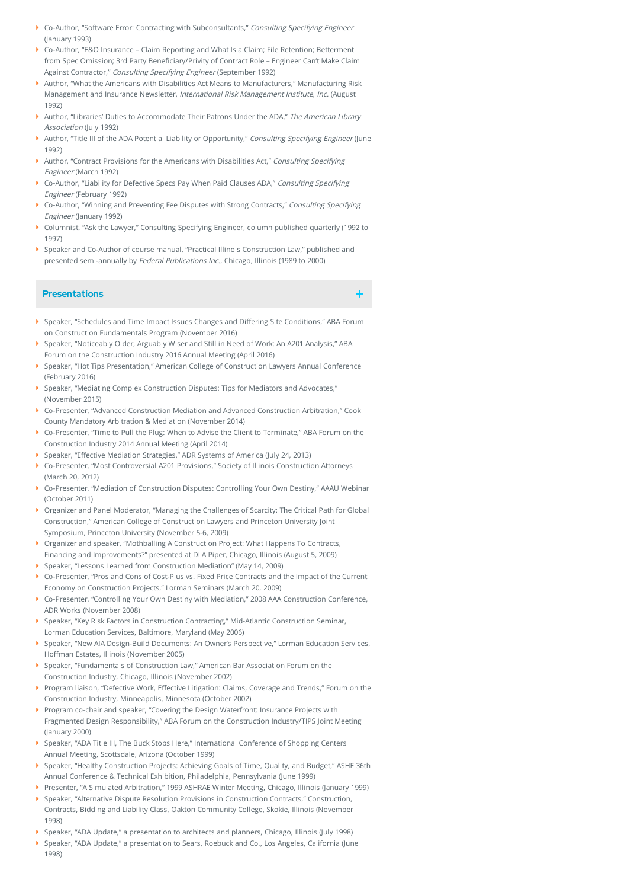- Co-Author, “Software Error: Contracting with Subconsultants,” *Consulting Specifying Engineer* (January 1993)
- Co-Author, “E&O Insurance – Claim Reporting and What Is a Claim; File Retention; Betterment from Spec Omission; 3rd Party Beneficiary/Privity of Contract Role – Engineer Can't Make Claim Against Contractor,” *Consulting Specifying Engineer* (September 1992)
- Author, “What the Americans with Disabilities Act Means to Manufacturers,” Manufacturing Risk Management and Insurance Newsletter, *International Risk Management Institute, Inc.* (August 1992)
- Author, “Libraries' Duties to Accommodate Their Patrons Under the ADA,” *The American Library Association* (July 1992)
- Author, “Title III of the ADA Potential Liability or Opportunity,” *Consulting Specifying Engineer* (June 1992)
- Author, “Contract Provisions for the Americans with Disabilities Act,” *Consulting Specifying Engineer* (March 1992)
- Co-Author, “Liability for Defective Specs Pay When Paid Clauses ADA,” *Consulting Specifying Engineer* (February 1992)
- Co-Author, “Winning and Preventing Fee Disputes with Strong Contracts,” *Consulting Specifying Engineer* (January 1992)
- Columnist, “Ask the Lawyer,” Consulting Specifying Engineer, column published quarterly (1992 to 1997)
- Speaker and Co-Author of course manual, “Practical Illinois Construction Law,” published and presented semi-annually by *Federal Publications Inc.*, Chicago, Illinois (1989 to 2000)

## Presentations

- Speaker, “Schedules and Time Impact Issues Changes and Differing Site Conditions,” ABA Forum on Construction Fundamentals Program (November 2016)
- Speaker, “Noticeably Older, Arguably Wiser and Still in Need of Work: An A201 Analysis,” ABA Forum on the Construction Industry 2016 Annual Meeting (April 2016)
- Speaker, “Hot Tips Presentation,” American College of Construction Lawyers Annual Conference (February 2016)
- Speaker, “Mediating Complex Construction Disputes: Tips for Mediators and Advocates,” (November 2015)
- Co-Presenter, “Advanced Construction Mediation and Advanced Construction Arbitration,” Cook County Mandatory Arbitration & Mediation (November 2014)
- Co-Presenter, “Time to Pull the Plug: When to Advise the Client to Terminate,” ABA Forum on the Construction Industry 2014 Annual Meeting (April 2014)
- Speaker, “Effective Mediation Strategies,” ADR Systems of America (July 24, 2013)
- Co-Presenter, “Most Controversial A201 Provisions,” Society of Illinois Construction Attorneys (March 20, 2012)
- Co-Presenter, “Mediation of Construction Disputes: Controlling Your Own Destiny,” AAAU Webinar (October 2011)
- Organizer and Panel Moderator, “Managing the Challenges of Scarcity: The Critical Path for Global Construction,” American College of Construction Lawyers and Princeton University Joint Symposium, Princeton University (November 5-6, 2009)
- Organizer and speaker, “Mothballing A Construction Project: What Happens To Contracts, Financing and Improvements?” presented at DLA Piper, Chicago, Illinois (August 5, 2009)
- Speaker, “Lessons Learned from Construction Mediation” (May 14, 2009)
- Co-Presenter, “Pros and Cons of Cost-Plus vs. Fixed Price Contracts and the Impact of the Current Economy on Construction Projects,” Lorman Seminars (March 20, 2009)
- Co-Presenter, “Controlling Your Own Destiny with Mediation,” 2008 AAA Construction Conference, ADR Works (November 2008)
- Speaker, “Key Risk Factors in Construction Contracting,” Mid-Atlantic Construction Seminar, Lorman Education Services, Baltimore, Maryland (May 2006)
- Speaker, “New AIA Design-Build Documents: An Owner's Perspective,” Lorman Education Services, Hoffman Estates, Illinois (November 2005)
- Speaker, “Fundamentals of Construction Law,” American Bar Association Forum on the Construction Industry, Chicago, Illinois (November 2002)
- Program liaison, “Defective Work, Effective Litigation: Claims, Coverage and Trends,” Forum on the Construction Industry, Minneapolis, Minnesota (October 2002)
- Program co-chair and speaker, “Covering the Design Waterfront: Insurance Projects with Fragmented Design Responsibility,” ABA Forum on the Construction Industry/TIPS Joint Meeting (January 2000)
- Speaker, “ADA Title III, The Buck Stops Here,” International Conference of Shopping Centers Annual Meeting, Scottsdale, Arizona (October 1999)
- Speaker, “Healthy Construction Projects: Achieving Goals of Time, Quality, and Budget,” ASHE 36th Annual Conference & Technical Exhibition, Philadelphia, Pennsylvania (June 1999)
- Presenter, “A Simulated Arbitration,” 1999 ASHRAE Winter Meeting, Chicago, Illinois (January 1999)
- Speaker, “Alternative Dispute Resolution Provisions in Construction Contracts,” Construction, Contracts, Bidding and Liability Class, Oakton Community College, Skokie, Illinois (November 1998)
- Speaker, “ADA Update,” a presentation to architects and planners, Chicago, Illinois (July 1998)
- Speaker, “ADA Update,” a presentation to Sears, Roebuck and Co., Los Angeles, California (June 1998)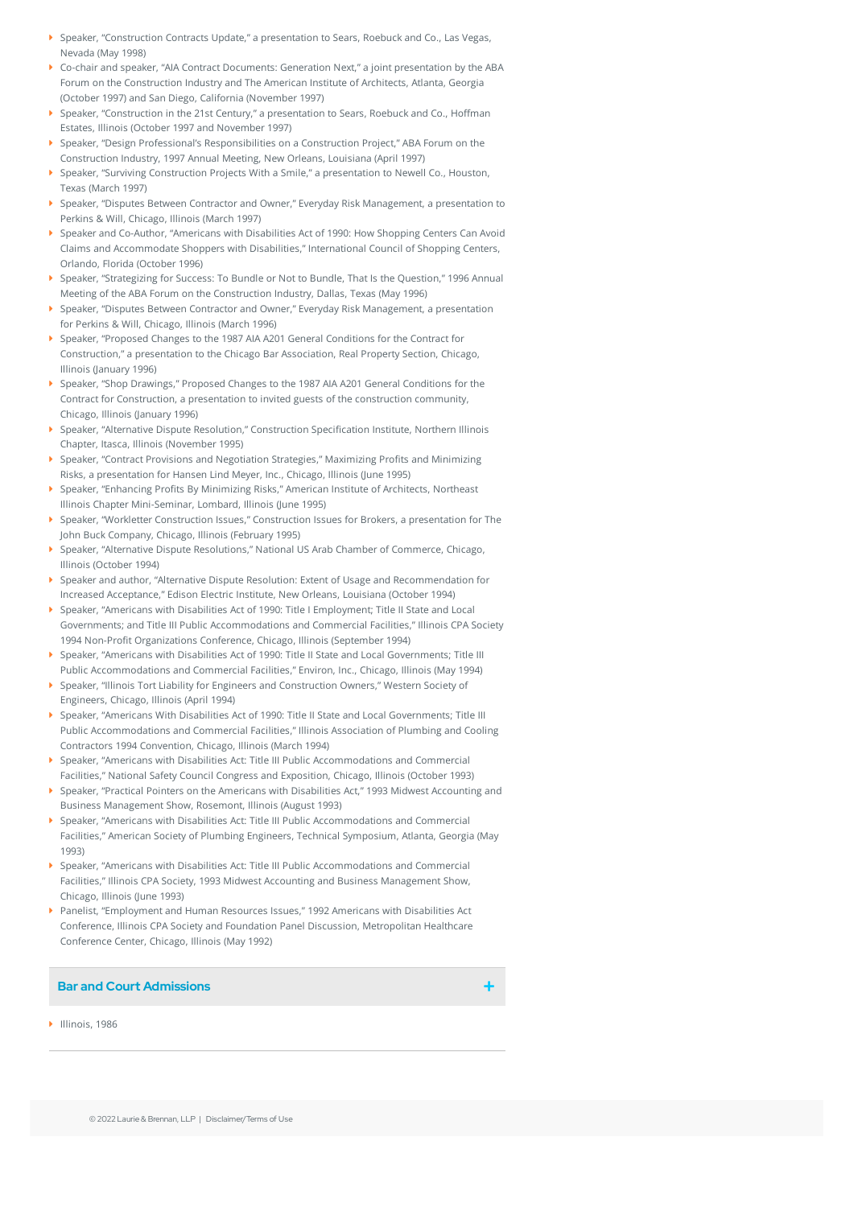- Speaker, "Construction Contracts Update," a presentation to Sears, Roebuck and Co., Las Vegas, Nevada (May 1998)
- Co-chair and speaker, "AIA Contract Documents: Generation Next," a joint presentation by the ABA Forum on the Construction Industry and The American Institute of Architects, Atlanta, Georgia (October 1997) and San Diego, California (November 1997)
- Speaker, "Construction in the 21st Century," a presentation to Sears, Roebuck and Co., Hoffman Estates, Illinois (October 1997 and November 1997)
- Speaker, "Design Professional's Responsibilities on a Construction Project," ABA Forum on the Construction Industry, 1997 Annual Meeting, New Orleans, Louisiana (April 1997)
- Speaker, "Surviving Construction Projects With a Smile," a presentation to Newell Co., Houston, Texas (March 1997)
- Speaker, "Disputes Between Contractor and Owner," Everyday Risk Management, a presentation to Perkins & Will, Chicago, Illinois (March 1997)
- Speaker and Co-Author, "Americans with Disabilities Act of 1990: How Shopping Centers Can Avoid Claims and Accommodate Shoppers with Disabilities," International Council of Shopping Centers, Orlando, Florida (October 1996)
- Speaker, "Strategizing for Success: To Bundle or Not to Bundle, That Is the Question," 1996 Annual Meeting of the ABA Forum on the Construction Industry, Dallas, Texas (May 1996)
- Speaker, "Disputes Between Contractor and Owner," Everyday Risk Management, a presentation for Perkins & Will, Chicago, Illinois (March 1996)
- Speaker, "Proposed Changes to the 1987 AIA A201 General Conditions for the Contract for Construction," a presentation to the Chicago Bar Association, Real Property Section, Chicago, Illinois (January 1996)
- Speaker, "Shop Drawings," Proposed Changes to the 1987 AIA A201 General Conditions for the Contract for Construction, a presentation to invited guests of the construction community, Chicago, Illinois (January 1996)
- Speaker, "Alternative Dispute Resolution," Construction Specification Institute, Northern Illinois Chapter, Itasca, Illinois (November 1995)
- Speaker, "Contract Provisions and Negotiation Strategies," Maximizing Profits and Minimizing Risks, a presentation for Hansen Lind Meyer, Inc., Chicago, Illinois (June 1995)
- Speaker, "Enhancing Profits By Minimizing Risks," American Institute of Architects, Northeast Illinois Chapter Mini-Seminar, Lombard, Illinois (June 1995)
- Speaker, "Workletter Construction Issues," Construction Issues for Brokers, a presentation for The John Buck Company, Chicago, Illinois (February 1995)
- Speaker, "Alternative Dispute Resolutions," National US Arab Chamber of Commerce, Chicago, Illinois (October 1994)
- Speaker and author, "Alternative Dispute Resolution: Extent of Usage and Recommendation for Increased Acceptance," Edison Electric Institute, New Orleans, Louisiana (October 1994)
- Speaker, "Americans with Disabilities Act of 1990: Title I Employment; Title II State and Local Governments; and Title III Public Accommodations and Commercial Facilities," Illinois CPA Society 1994 Non-Profit Organizations Conference, Chicago, Illinois (September 1994)
- Speaker, "Americans with Disabilities Act of 1990: Title II State and Local Governments; Title III Public Accommodations and Commercial Facilities," Environ, Inc., Chicago, Illinois (May 1994)
- Speaker, "Illinois Tort Liability for Engineers and Construction Owners," Western Society of Engineers, Chicago, Illinois (April 1994)
- Speaker, "Americans With Disabilities Act of 1990: Title II State and Local Governments; Title III Public Accommodations and Commercial Facilities," Illinois Association of Plumbing and Cooling Contractors 1994 Convention, Chicago, Illinois (March 1994)
- Speaker, "Americans with Disabilities Act: Title III Public Accommodations and Commercial Facilities," National Safety Council Congress and Exposition, Chicago, Illinois (October 1993)
- Speaker, "Practical Pointers on the Americans with Disabilities Act," 1993 Midwest Accounting and Business Management Show, Rosemont, Illinois (August 1993)
- Speaker, "Americans with Disabilities Act: Title III Public Accommodations and Commercial Facilities," American Society of Plumbing Engineers, Technical Symposium, Atlanta, Georgia (May 1993)
- Speaker, "Americans with Disabilities Act: Title III Public Accommodations and Commercial Facilities," Illinois CPA Society, 1993 Midwest Accounting and Business Management Show, Chicago, Illinois (June 1993)
- Panelist, "Employment and Human Resources Issues," 1992 Americans with Disabilities Act Conference, Illinois CPA Society and Foundation Panel Discussion, Metropolitan Healthcare Conference Center, Chicago, Illinois (May 1992)

## Bar and Court Admissions

- Illinois, 1986

© 2022 Laurie & Brennan, LLP | Disclaimer/Terms of Use